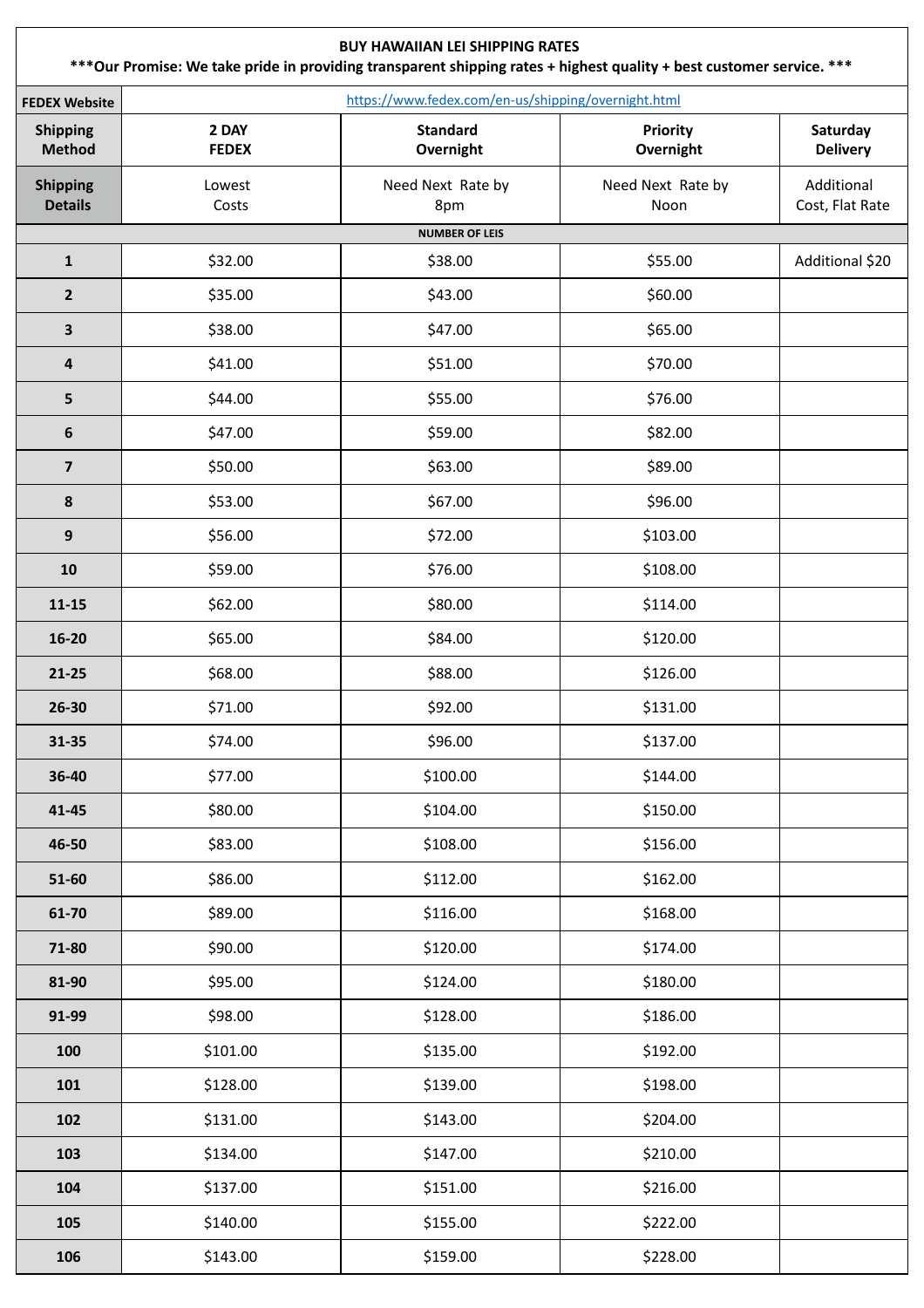**BUY HAWAIIAN LEI SHIPPING RATES**

**\*\*\*Our Promise: We take pride in providing transparent shipping rates + highest quality + best customer service. \*\*\***

| **FEDEX Website** | https://www.fedex.com/en-us/shipping/overnight.html | | | |
|---|---|---|---|---|
| **Shipping Method** | **2 DAY FEDEX** | **Standard Overnight** | **Priority Overnight** | **Saturday Delivery** |
| **Shipping Details** | Lowest Costs | Need Next Rate by 8pm | Need Next Rate by Noon | Additional Cost, Flat Rate |
| **NUMBER OF LEIS** | | | | |
| **1** | $32.00 | $38.00 | $55.00 | Additional $20 |
| **2** | $35.00 | $43.00 | $60.00 | |
| **3** | $38.00 | $47.00 | $65.00 | |
| **4** | $41.00 | $51.00 | $70.00 | |
| **5** | $44.00 | $55.00 | $76.00 | |
| **6** | $47.00 | $59.00 | $82.00 | |
| **7** | $50.00 | $63.00 | $89.00 | |
| **8** | $53.00 | $67.00 | $96.00 | |
| **9** | $56.00 | $72.00 | $103.00 | |
| **10** | $59.00 | $76.00 | $108.00 | |
| **11-15** | $62.00 | $80.00 | $114.00 | |
| **16-20** | $65.00 | $84.00 | $120.00 | |
| **21-25** | $68.00 | $88.00 | $126.00 | |
| **26-30** | $71.00 | $92.00 | $131.00 | |
| **31-35** | $74.00 | $96.00 | $137.00 | |
| **36-40** | $77.00 | $100.00 | $144.00 | |
| **41-45** | $80.00 | $104.00 | $150.00 | |
| **46-50** | $83.00 | $108.00 | $156.00 | |
| **51-60** | $86.00 | $112.00 | $162.00 | |
| **61-70** | $89.00 | $116.00 | $168.00 | |
| **71-80** | $90.00 | $120.00 | $174.00 | |
| **81-90** | $95.00 | $124.00 | $180.00 | |
| **91-99** | $98.00 | $128.00 | $186.00 | |
| **100** | $101.00 | $135.00 | $192.00 | |
| **101** | $128.00 | $139.00 | $198.00 | |
| **102** | $131.00 | $143.00 | $204.00 | |
| **103** | $134.00 | $147.00 | $210.00 | |
| **104** | $137.00 | $151.00 | $216.00 | |
| **105** | $140.00 | $155.00 | $222.00 | |
| **106** | $143.00 | $159.00 | $228.00 | |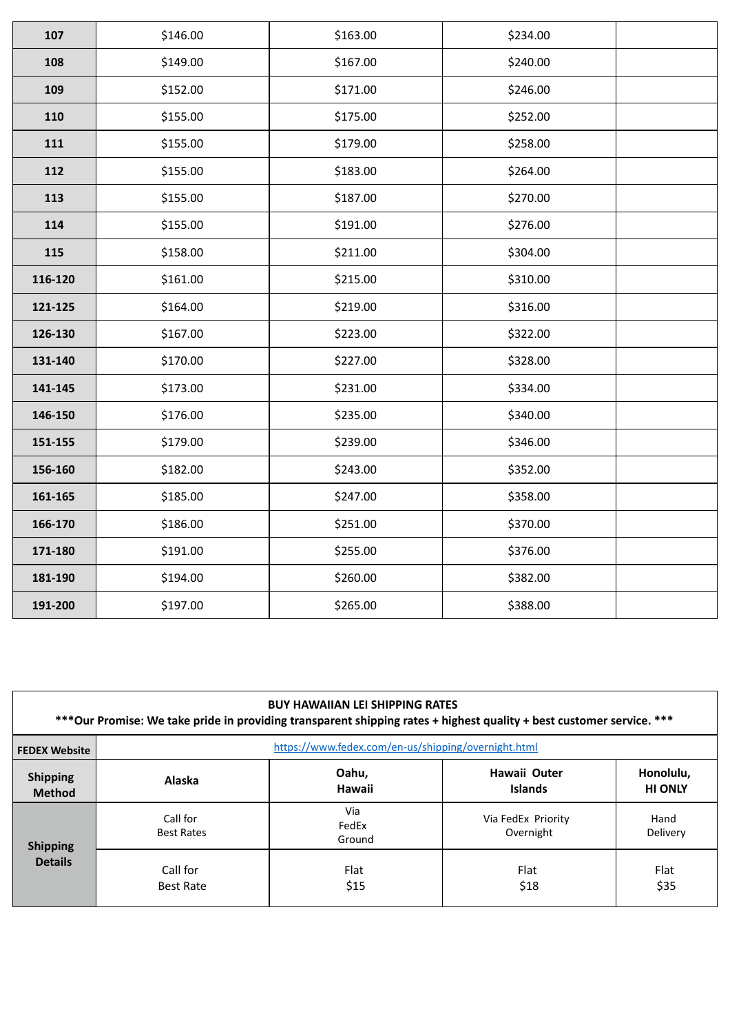| | | | | |
|---|---|---|---|---|
| **107** | $146.00 | $163.00 | $234.00 | |
| **108** | $149.00 | $167.00 | $240.00 | |
| **109** | $152.00 | $171.00 | $246.00 | |
| **110** | $155.00 | $175.00 | $252.00 | |
| **111** | $155.00 | $179.00 | $258.00 | |
| **112** | $155.00 | $183.00 | $264.00 | |
| **113** | $155.00 | $187.00 | $270.00 | |
| **114** | $155.00 | $191.00 | $276.00 | |
| **115** | $158.00 | $211.00 | $304.00 | |
| **116-120** | $161.00 | $215.00 | $310.00 | |
| **121-125** | $164.00 | $219.00 | $316.00 | |
| **126-130** | $167.00 | $223.00 | $322.00 | |
| **131-140** | $170.00 | $227.00 | $328.00 | |
| **141-145** | $173.00 | $231.00 | $334.00 | |
| **146-150** | $176.00 | $235.00 | $340.00 | |
| **151-155** | $179.00 | $239.00 | $346.00 | |
| **156-160** | $182.00 | $243.00 | $352.00 | |
| **161-165** | $185.00 | $247.00 | $358.00 | |
| **166-170** | $186.00 | $251.00 | $370.00 | |
| **171-180** | $191.00 | $255.00 | $376.00 | |
| **181-190** | $194.00 | $260.00 | $382.00 | |
| **191-200** | $197.00 | $265.00 | $388.00 | |

**BUY HAWAIIAN LEI SHIPPING RATES**

**\*\*\*Our Promise: We take pride in providing transparent shipping rates + highest quality + best customer service. \*\*\***

| **FEDEX Website** | https://www.fedex.com/en-us/shipping/overnight.html | | | |
|---|---|---|---|---|
| **Shipping Method** | **Alaska** | **Oahu, Hawaii** | **Hawaii Outer Islands** | **Honolulu, HI ONLY** |
| **Shipping Details** | Call for Best Rates | Via FedEx Ground | Via FedEx Priority Overnight | Hand Delivery |
| | Call for Best Rate | Flat $15 | Flat $18 | Flat $35 |